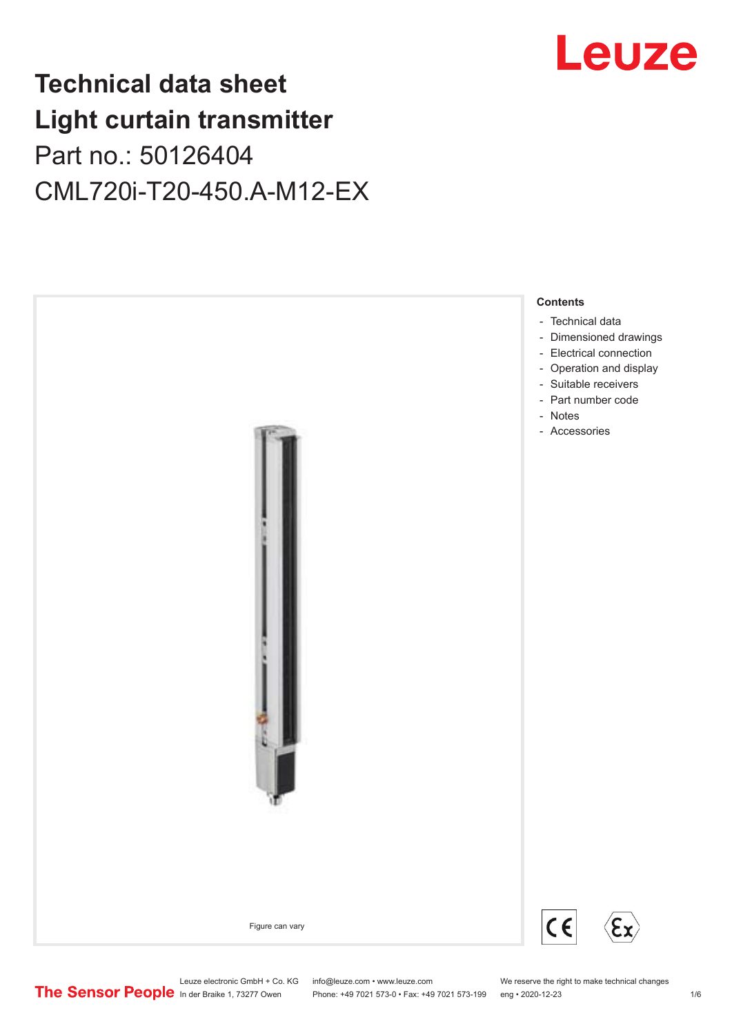# Technical data sheet
# Light curtain transmitter

Part no.: 50126404

CML720i-T20-450.A-M12-EX

Figure can vary

**Contents**

- Technical data
- Dimensioned drawings
- Electrical connection
- Operation and display
- Suitable receivers
- Part number code
- Notes
- Accessories

Leuze electronic GmbH + Co. KG
In der Braike 1, 73277 Owen

info@leuze.com • www.leuze.com
Phone: +49 7021 573-0 • Fax: +49 7021 573-199

We reserve the right to make technical changes
eng • 2020-12-23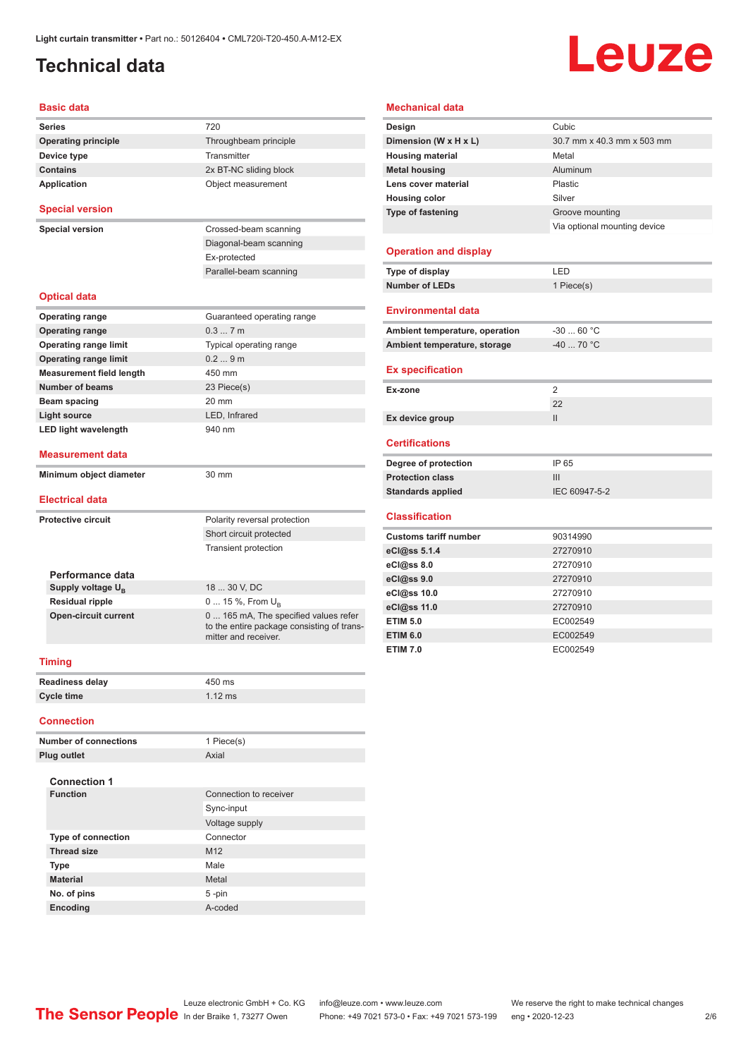# Technical data

## Basic data

| | |
|---|---|
| **Series** | 720 |
| **Operating principle** | Throughbeam principle |
| **Device type** | Transmitter |
| **Contains** | 2x BT-NC sliding block |
| **Application** | Object measurement |

## Special version

| | |
|---|---|
| **Special version** | Crossed-beam scanning |
| | Diagonal-beam scanning |
| | Ex-protected |
| | Parallel-beam scanning |

## Optical data

| | |
|---|---|
| **Operating range** | Guaranteed operating range |
| **Operating range** | 0.3 ... 7 m |
| **Operating range limit** | Typical operating range |
| **Operating range limit** | 0.2 ... 9 m |
| **Measurement field length** | 450 mm |
| **Number of beams** | 23 Piece(s) |
| **Beam spacing** | 20 mm |
| **Light source** | LED, Infrared |
| **LED light wavelength** | 940 nm |

## Measurement data

| | |
|---|---|
| **Minimum object diameter** | 30 mm |

## Electrical data

| | |
|---|---|
| **Protective circuit** | Polarity reversal protection |
| | Short circuit protected |
| | Transient protection |

### Performance data

| | |
|---|---|
| **Supply voltage $U_B$** | 18 ... 30 V, DC |
| **Residual ripple** | 0 ... 15 %, From $U_B$ |
| **Open-circuit current** | 0 ... 165 mA, The specified values refer to the entire package consisting of transmitter and receiver. |

## Timing

| | |
|---|---|
| **Readiness delay** | 450 ms |
| **Cycle time** | 1.12 ms |

## Connection

| | |
|---|---|
| **Number of connections** | 1 Piece(s) |
| **Plug outlet** | Axial |

### Connection 1

| | |
|---|---|
| **Function** | Connection to receiver |
| | Sync-input |
| | Voltage supply |
| **Type of connection** | Connector |
| **Thread size** | M12 |
| **Type** | Male |
| **Material** | Metal |
| **No. of pins** | 5 -pin |
| **Encoding** | A-coded |

## Mechanical data

| | |
|---|---|
| **Design** | Cubic |
| **Dimension (W x H x L)** | 30.7 mm x 40.3 mm x 503 mm |
| **Housing material** | Metal |
| **Metal housing** | Aluminum |
| **Lens cover material** | Plastic |
| **Housing color** | Silver |
| **Type of fastening** | Groove mounting |
| | Via optional mounting device |

## Operation and display

| | |
|---|---|
| **Type of display** | LED |
| **Number of LEDs** | 1 Piece(s) |

## Environmental data

| | |
|---|---|
| **Ambient temperature, operation** | -30 ... 60 °C |
| **Ambient temperature, storage** | -40 ... 70 °C |

## Ex specification

| | |
|---|---|
| **Ex-zone** | 2 |
| | 22 |
| **Ex device group** | II |

## Certifications

| | |
|---|---|
| **Degree of protection** | IP 65 |
| **Protection class** | III |
| **Standards applied** | IEC 60947-5-2 |

## Classification

| | |
|---|---|
| **Customs tariff number** | 90314990 |
| **eCl@ss 5.1.4** | 27270910 |
| **eCl@ss 8.0** | 27270910 |
| **eCl@ss 9.0** | 27270910 |
| **eCl@ss 10.0** | 27270910 |
| **eCl@ss 11.0** | 27270910 |
| **ETIM 5.0** | EC002549 |
| **ETIM 6.0** | EC002549 |
| **ETIM 7.0** | EC002549 |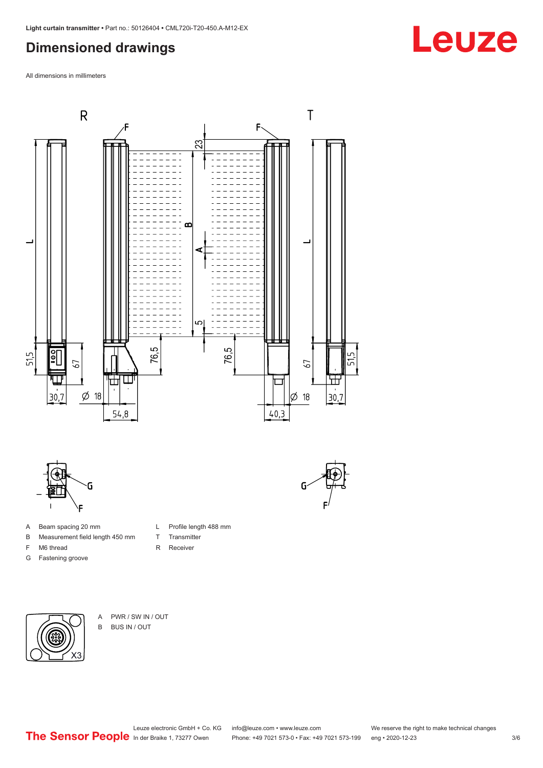## Dimensioned drawings

All dimensions in millimeters

- A Beam spacing 20 mm
- B Measurement field length 450 mm
- F M6 thread
- G Fastening groove
- L Profile length 488 mm
- T Transmitter
- R Receiver

- A PWR / SW IN / OUT
- B BUS IN / OUT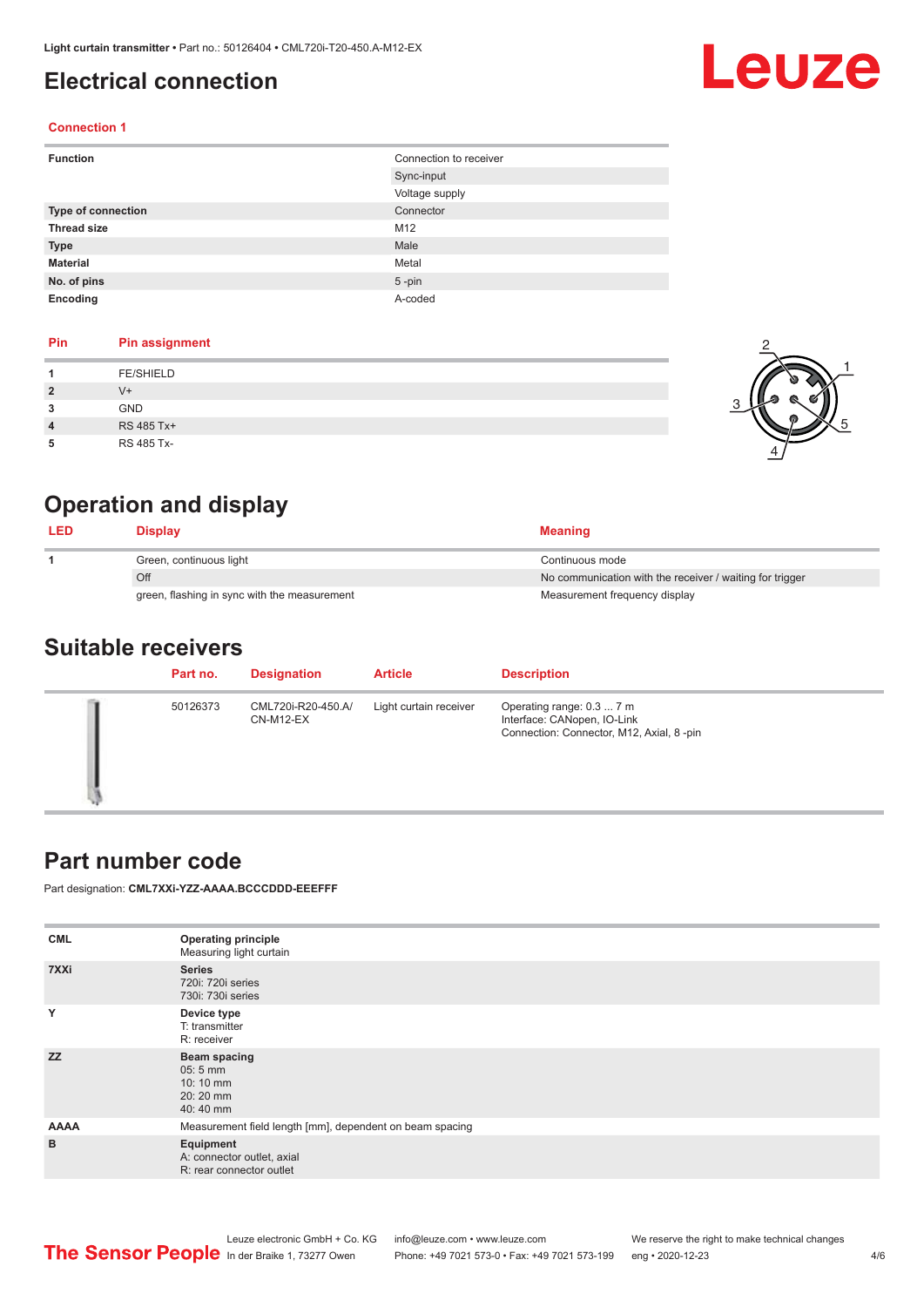# Electrical connection

### Connection 1

| Function | Connection to receiver |
|---|---|
| | Sync-input |
| | Voltage supply |
| Type of connection | Connector |
| Thread size | M12 |
| Type | Male |
| Material | Metal |
| No. of pins | 5 -pin |
| Encoding | A-coded |

| Pin | Pin assignment |
|---|---|
| 1 | FE/SHIELD |
| 2 | V+ |
| 3 | GND |
| 4 | RS 485 Tx+ |
| 5 | RS 485 Tx- |

# Operation and display

| LED | Display | Meaning |
|---|---|---|
| 1 | Green, continuous light | Continuous mode |
| | Off | No communication with the receiver / waiting for trigger |
| | green, flashing in sync with the measurement | Measurement frequency display |

# Suitable receivers

| Part no. | Designation | Article | Description |
|---|---|---|---|
| 50126373 | CML720i-R20-450.A/CN-M12-EX | Light curtain receiver | Operating range: 0.3 ... 7 m<br>Interface: CANopen, IO-Link<br>Connection: Connector, M12, Axial, 8 -pin |

# Part number code

Part designation: **CML7XXi-YZZ-AAAA.BCCCDDD-EEEFFF**

| | |
|---|---|
| CML | **Operating principle**<br>Measuring light curtain |
| 7XXi | **Series**<br>720i: 720i series<br>730i: 730i series |
| Y | **Device type**<br>T: transmitter<br>R: receiver |
| ZZ | **Beam spacing**<br>05: 5 mm<br>10: 10 mm<br>20: 20 mm<br>40: 40 mm |
| AAAA | Measurement field length [mm], dependent on beam spacing |
| B | **Equipment**<br>A: connector outlet, axial<br>R: rear connector outlet |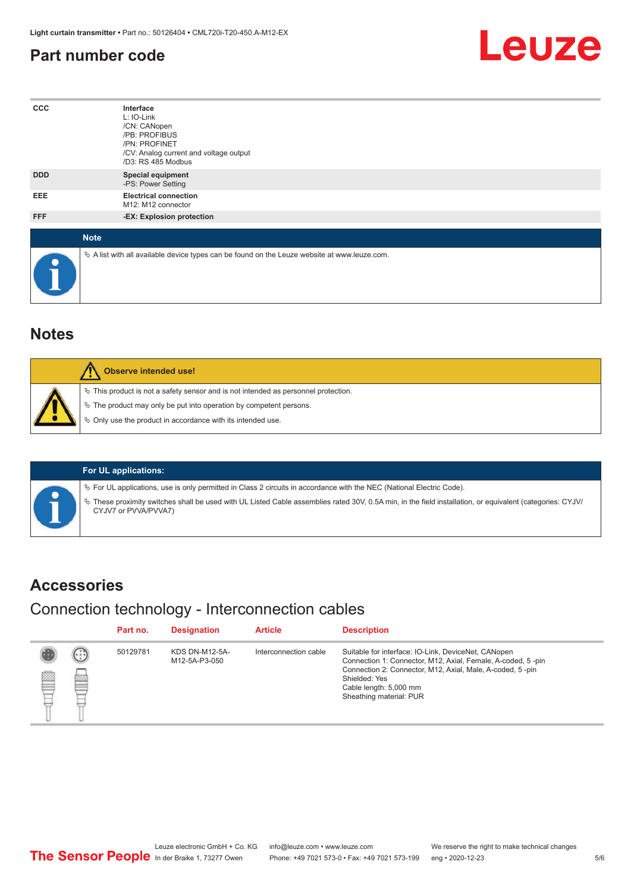## Part number code

| | |
|---|---|
| CCC | **Interface**<br>L: IO-Link<br>/CN: CANopen<br>/PB: PROFIBUS<br>/PN: PROFINET<br>/CV: Analog current and voltage output<br>/D3: RS 485 Modbus |
| DDD | **Special equipment**<br>-PS: Power Setting |
| EEE | **Electrical connection**<br>M12: M12 connector |
| FFF | **-EX: Explosion protection** |

**Note**

- A list with all available device types can be found on the Leuze website at www.leuze.com.

## Notes

**Observe intended use!**

- This product is not a safety sensor and is not intended as personnel protection.
- The product may only be put into operation by competent persons.
- Only use the product in accordance with its intended use.

**For UL applications:**

- For UL applications, use is only permitted in Class 2 circuits in accordance with the NEC (National Electric Code).
- These proximity switches shall be used with UL Listed Cable assemblies rated 30V, 0.5A min, in the field installation, or equivalent (categories: CYJV/CYJV7 or PVVA/PVVA7)

## Accessories

### Connection technology - Interconnection cables

| Part no. | Designation | Article | Description |
|---|---|---|---|
| 50129781 | KDS DN-M12-5A-M12-5A-P3-050 | Interconnection cable | Suitable for interface: IO-Link, DeviceNet, CANopen<br>Connection 1: Connector, M12, Axial, Female, A-coded, 5 -pin<br>Connection 2: Connector, M12, Axial, Male, A-coded, 5 -pin<br>Shielded: Yes<br>Cable length: 5,000 mm<br>Sheathing material: PUR |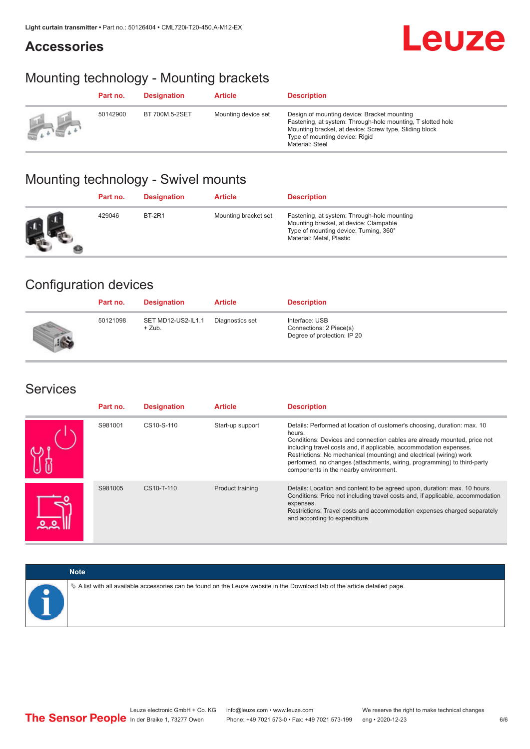## Accessories

### Mounting technology - Mounting brackets

| Part no. | Designation | Article | Description |
| --- | --- | --- | --- |
| 50142900 | BT 700M.5-2SET | Mounting device set | Design of mounting device: Bracket mounting<br>Fastening, at system: Through-hole mounting, T slotted hole<br>Mounting bracket, at device: Screw type, Sliding block<br>Type of mounting device: Rigid<br>Material: Steel |

### Mounting technology - Swivel mounts

| Part no. | Designation | Article | Description |
| --- | --- | --- | --- |
| 429046 | BT-2R1 | Mounting bracket set | Fastening, at system: Through-hole mounting<br>Mounting bracket, at device: Clampable<br>Type of mounting device: Turning, 360°<br>Material: Metal, Plastic |

### Configuration devices

| Part no. | Designation | Article | Description |
| --- | --- | --- | --- |
| 50121098 | SET MD12-US2-IL1.1 + Zub. | Diagnostics set | Interface: USB<br>Connections: 2 Piece(s)<br>Degree of protection: IP 20 |

### Services

| Part no. | Designation | Article | Description |
| --- | --- | --- | --- |
| S981001 | CS10-S-110 | Start-up support | Details: Performed at location of customer's choosing, duration: max. 10 hours.<br>Conditions: Devices and connection cables are already mounted, price not including travel costs and, if applicable, accommodation expenses.<br>Restrictions: No mechanical (mounting) and electrical (wiring) work performed, no changes (attachments, wiring, programming) to third-party components in the nearby environment. |
| S981005 | CS10-T-110 | Product training | Details: Location and content to be agreed upon, duration: max. 10 hours.<br>Conditions: Price not including travel costs and, if applicable, accommodation expenses.<br>Restrictions: Travel costs and accommodation expenses charged separately and according to expenditure. |

**Note**

↳ A list with all available accessories can be found on the Leuze website in the Download tab of the article detailed page.